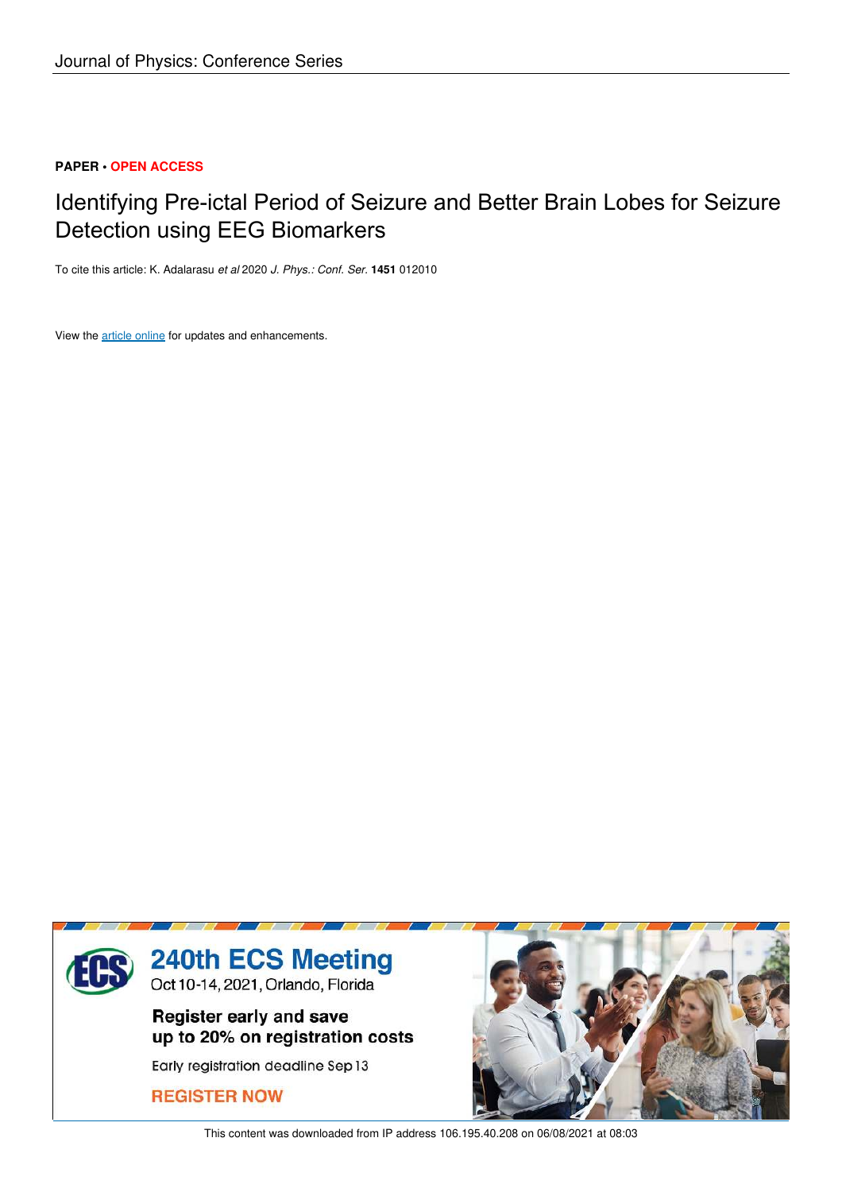Journal of Physics: Conference Series

**PAPER** • **OPEN ACCESS**

# Identifying Pre-ictal Period of Seizure and Better Brain Lobes for Seizure Detection using EEG Biomarkers

To cite this article: K. Adalarasu *et al* 2020 *J. Phys.: Conf. Ser.* **1451** 012010

View the article online for updates and enhancements.

240th ECS Meeting

Oct 10-14, 2021, Orlando, Florida

Register early and save up to 20% on registration costs

Early registration deadline Sep 13

REGISTER NOW

This content was downloaded from IP address 106.195.40.208 on 06/08/2021 at 08:03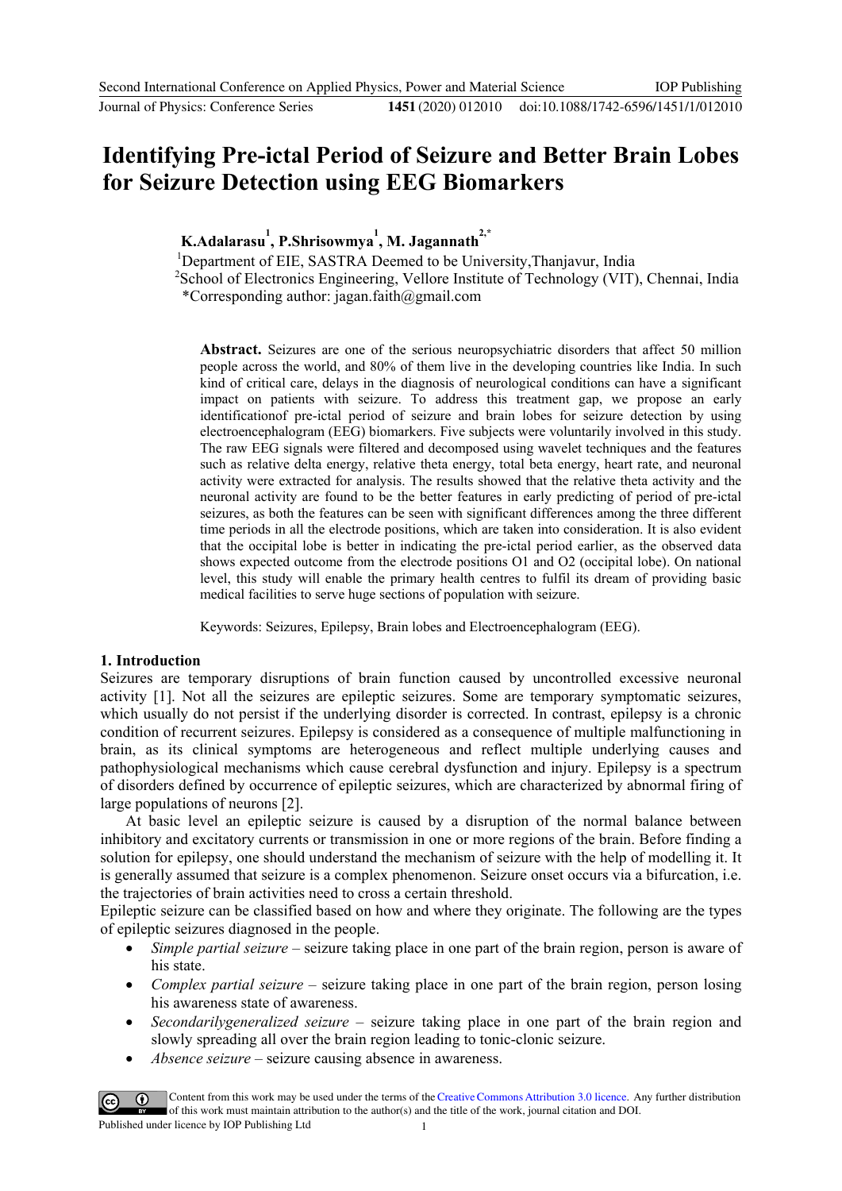# Identifying Pre-ictal Period of Seizure and Better Brain Lobes for Seizure Detection using EEG Biomarkers

**K.Adalarasu[1], P.Shrisowmya[1], M. Jagannath[2,*]**

[1]Department of EIE, SASTRA Deemed to be University,Thanjavur, India
[2]School of Electronics Engineering, Vellore Institute of Technology (VIT), Chennai, India
*Corresponding author: jagan.faith@gmail.com

**Abstract.** Seizures are one of the serious neuropsychiatric disorders that affect 50 million people across the world, and 80% of them live in the developing countries like India. In such kind of critical care, delays in the diagnosis of neurological conditions can have a significant impact on patients with seizure. To address this treatment gap, we propose an early identificationof pre-ictal period of seizure and brain lobes for seizure detection by using electroencephalogram (EEG) biomarkers. Five subjects were voluntarily involved in this study. The raw EEG signals were filtered and decomposed using wavelet techniques and the features such as relative delta energy, relative theta energy, total beta energy, heart rate, and neuronal activity were extracted for analysis. The results showed that the relative theta activity and the neuronal activity are found to be the better features in early predicting of period of pre-ictal seizures, as both the features can be seen with significant differences among the three different time periods in all the electrode positions, which are taken into consideration. It is also evident that the occipital lobe is better in indicating the pre-ictal period earlier, as the observed data shows expected outcome from the electrode positions O1 and O2 (occipital lobe). On national level, this study will enable the primary health centres to fulfil its dream of providing basic medical facilities to serve huge sections of population with seizure.

Keywords: Seizures, Epilepsy, Brain lobes and Electroencephalogram (EEG).

## 1. Introduction

Seizures are temporary disruptions of brain function caused by uncontrolled excessive neuronal activity [1]. Not all the seizures are epileptic seizures. Some are temporary symptomatic seizures, which usually do not persist if the underlying disorder is corrected. In contrast, epilepsy is a chronic condition of recurrent seizures. Epilepsy is considered as a consequence of multiple malfunctioning in brain, as its clinical symptoms are heterogeneous and reflect multiple underlying causes and pathophysiological mechanisms which cause cerebral dysfunction and injury. Epilepsy is a spectrum of disorders defined by occurrence of epileptic seizures, which are characterized by abnormal firing of large populations of neurons [2].

At basic level an epileptic seizure is caused by a disruption of the normal balance between inhibitory and excitatory currents or transmission in one or more regions of the brain. Before finding a solution for epilepsy, one should understand the mechanism of seizure with the help of modelling it. It is generally assumed that seizure is a complex phenomenon. Seizure onset occurs via a bifurcation, i.e. the trajectories of brain activities need to cross a certain threshold.

Epileptic seizure can be classified based on how and where they originate. The following are the types of epileptic seizures diagnosed in the people.

- *Simple partial seizure* – seizure taking place in one part of the brain region, person is aware of his state.
- *Complex partial seizure* – seizure taking place in one part of the brain region, person losing his awareness state of awareness.
- *Secondarilygeneralized seizure* – seizure taking place in one part of the brain region and slowly spreading all over the brain region leading to tonic-clonic seizure.
- *Absence seizure* – seizure causing absence in awareness.

Content from this work may be used under the terms of the Creative Commons Attribution 3.0 licence. Any further distribution of this work must maintain attribution to the author(s) and the title of the work, journal citation and DOI.
Published under licence by IOP Publishing Ltd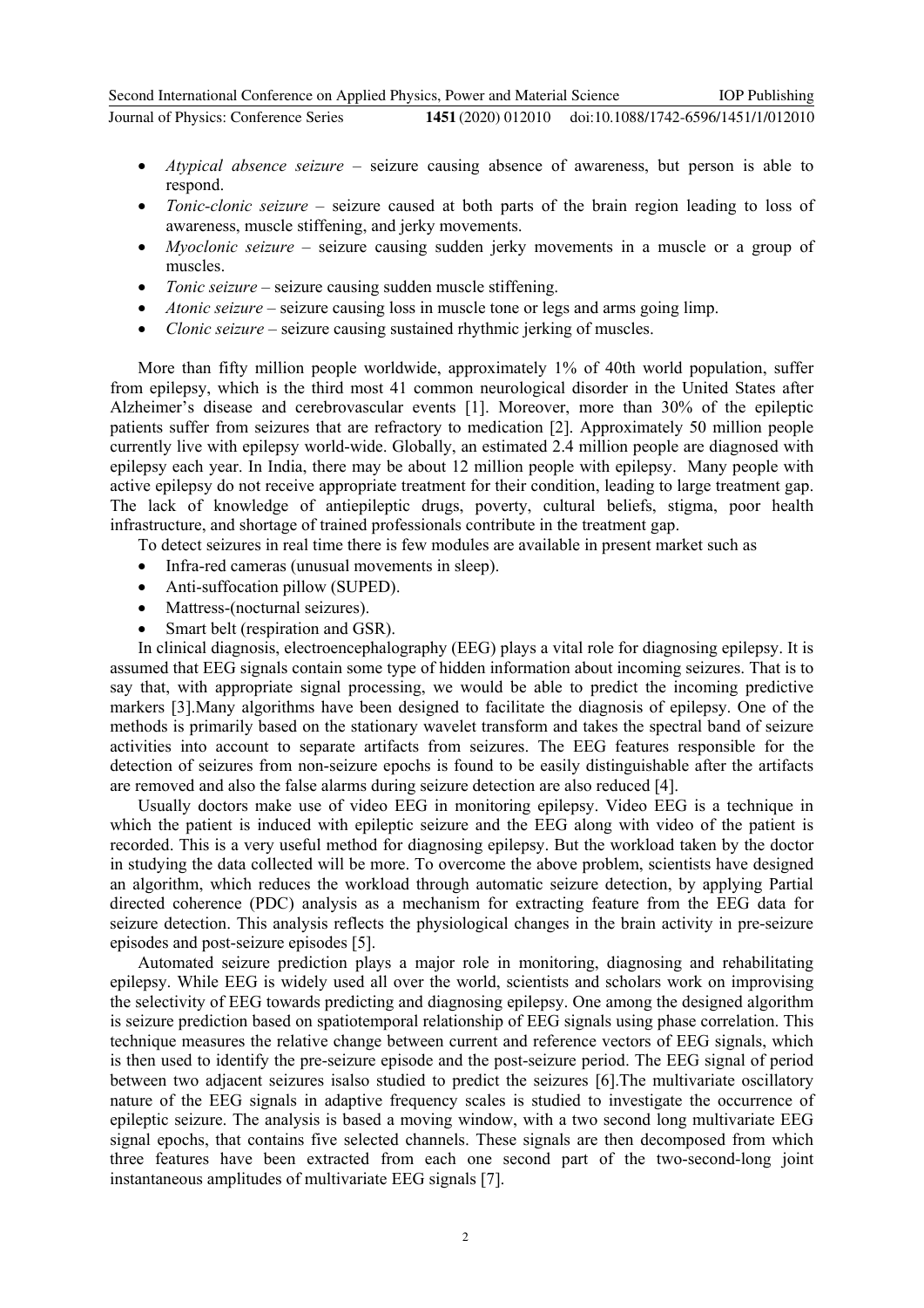- *Atypical absence seizure* – seizure causing absence of awareness, but person is able to respond.
- *Tonic-clonic seizure* – seizure caused at both parts of the brain region leading to loss of awareness, muscle stiffening, and jerky movements.
- *Myoclonic seizure* – seizure causing sudden jerky movements in a muscle or a group of muscles.
- *Tonic seizure* – seizure causing sudden muscle stiffening.
- *Atonic seizure* – seizure causing loss in muscle tone or legs and arms going limp.
- *Clonic seizure* – seizure causing sustained rhythmic jerking of muscles.

More than fifty million people worldwide, approximately 1% of 40th world population, suffer from epilepsy, which is the third most 41 common neurological disorder in the United States after Alzheimer's disease and cerebrovascular events [1]. Moreover, more than 30% of the epileptic patients suffer from seizures that are refractory to medication [2]. Approximately 50 million people currently live with epilepsy world-wide. Globally, an estimated 2.4 million people are diagnosed with epilepsy each year. In India, there may be about 12 million people with epilepsy. Many people with active epilepsy do not receive appropriate treatment for their condition, leading to large treatment gap. The lack of knowledge of antiepileptic drugs, poverty, cultural beliefs, stigma, poor health infrastructure, and shortage of trained professionals contribute in the treatment gap.

To detect seizures in real time there is few modules are available in present market such as

- Infra-red cameras (unusual movements in sleep).
- Anti-suffocation pillow (SUPED).
- Mattress-(nocturnal seizures).
- Smart belt (respiration and GSR).

In clinical diagnosis, electroencephalography (EEG) plays a vital role for diagnosing epilepsy. It is assumed that EEG signals contain some type of hidden information about incoming seizures. That is to say that, with appropriate signal processing, we would be able to predict the incoming predictive markers [3].Many algorithms have been designed to facilitate the diagnosis of epilepsy. One of the methods is primarily based on the stationary wavelet transform and takes the spectral band of seizure activities into account to separate artifacts from seizures. The EEG features responsible for the detection of seizures from non-seizure epochs is found to be easily distinguishable after the artifacts are removed and also the false alarms during seizure detection are also reduced [4].

Usually doctors make use of video EEG in monitoring epilepsy. Video EEG is a technique in which the patient is induced with epileptic seizure and the EEG along with video of the patient is recorded. This is a very useful method for diagnosing epilepsy. But the workload taken by the doctor in studying the data collected will be more. To overcome the above problem, scientists have designed an algorithm, which reduces the workload through automatic seizure detection, by applying Partial directed coherence (PDC) analysis as a mechanism for extracting feature from the EEG data for seizure detection. This analysis reflects the physiological changes in the brain activity in pre-seizure episodes and post-seizure episodes [5].

Automated seizure prediction plays a major role in monitoring, diagnosing and rehabilitating epilepsy. While EEG is widely used all over the world, scientists and scholars work on improvising the selectivity of EEG towards predicting and diagnosing epilepsy. One among the designed algorithm is seizure prediction based on spatiotemporal relationship of EEG signals using phase correlation. This technique measures the relative change between current and reference vectors of EEG signals, which is then used to identify the pre-seizure episode and the post-seizure period. The EEG signal of period between two adjacent seizures isalso studied to predict the seizures [6].The multivariate oscillatory nature of the EEG signals in adaptive frequency scales is studied to investigate the occurrence of epileptic seizure. The analysis is based a moving window, with a two second long multivariate EEG signal epochs, that contains five selected channels. These signals are then decomposed from which three features have been extracted from each one second part of the two-second-long joint instantaneous amplitudes of multivariate EEG signals [7].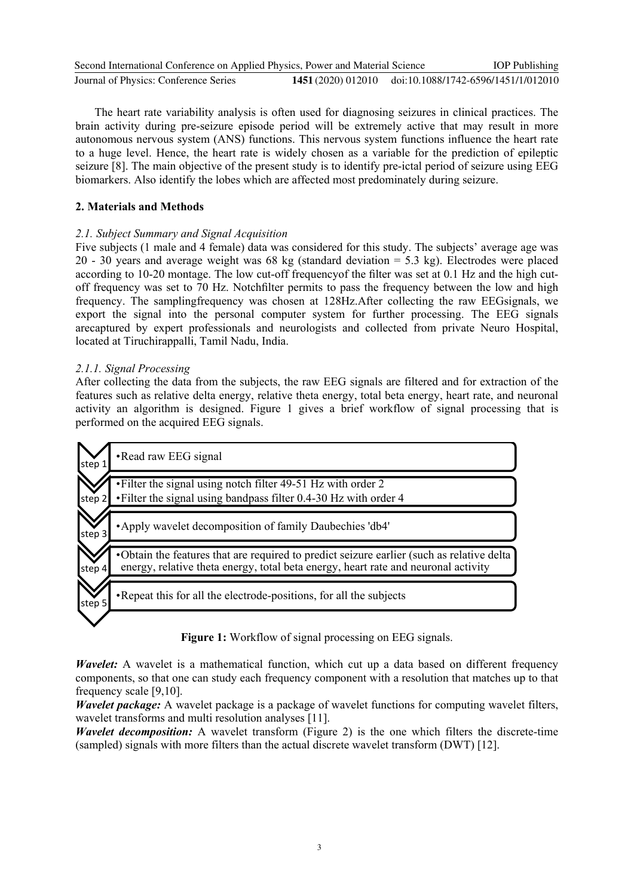The heart rate variability analysis is often used for diagnosing seizures in clinical practices. The brain activity during pre-seizure episode period will be extremely active that may result in more autonomous nervous system (ANS) functions. This nervous system functions influence the heart rate to a huge level. Hence, the heart rate is widely chosen as a variable for the prediction of epileptic seizure [8]. The main objective of the present study is to identify pre-ictal period of seizure using EEG biomarkers. Also identify the lobes which are affected most predominately during seizure.

## 2. Materials and Methods

### *2.1. Subject Summary and Signal Acquisition*

Five subjects (1 male and 4 female) data was considered for this study. The subjects' average age was 20 - 30 years and average weight was 68 kg (standard deviation = 5.3 kg). Electrodes were placed according to 10-20 montage. The low cut-off frequencyof the filter was set at 0.1 Hz and the high cut-off frequency was set to 70 Hz. Notchfilter permits to pass the frequency between the low and high frequency. The samplingfrequency was chosen at 128Hz.After collecting the raw EEGsignals, we export the signal into the personal computer system for further processing. The EEG signals arecaptured by expert professionals and neurologists and collected from private Neuro Hospital, located at Tiruchirappalli, Tamil Nadu, India.

#### *2.1.1. Signal Processing*

After collecting the data from the subjects, the raw EEG signals are filtered and for extraction of the features such as relative delta energy, relative theta energy, total beta energy, heart rate, and neuronal activity an algorithm is designed. Figure 1 gives a brief workflow of signal processing that is performed on the acquired EEG signals.

- step 1
  - Read raw EEG signal
- step 2
  - Filter the signal using notch filter 49-51 Hz with order 2
  - Filter the signal using bandpass filter 0.4-30 Hz with order 4
- step 3
  - Apply wavelet decomposition of family Daubechies 'db4'
- step 4
  - Obtain the features that are required to predict seizure earlier (such as relative delta energy, relative theta energy, total beta energy, heart rate and neuronal activity
- step 5
  - Repeat this for all the electrode-positions, for all the subjects

**Figure 1:** Workflow of signal processing on EEG signals.

***Wavelet:*** A wavelet is a mathematical function, which cut up a data based on different frequency components, so that one can study each frequency component with a resolution that matches up to that frequency scale [9,10].

***Wavelet package:*** A wavelet package is a package of wavelet functions for computing wavelet filters, wavelet transforms and multi resolution analyses [11].

***Wavelet decomposition:*** A wavelet transform (Figure 2) is the one which filters the discrete-time (sampled) signals with more filters than the actual discrete wavelet transform (DWT) [12].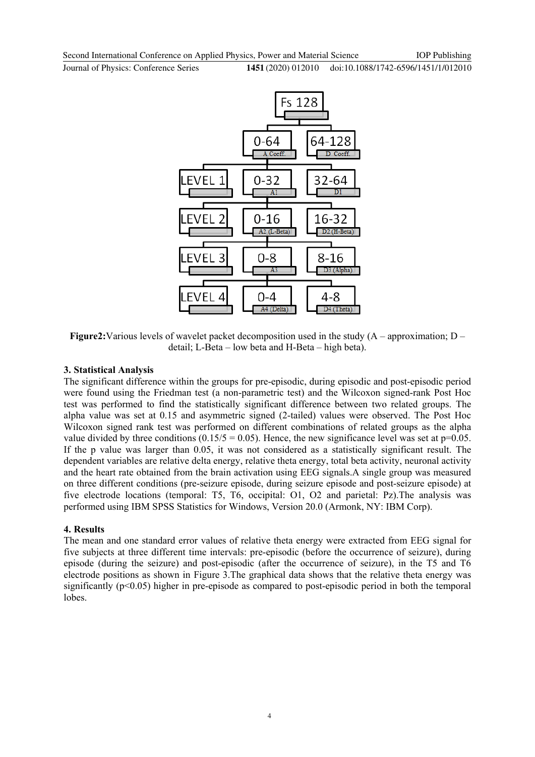**Figure2:**Various levels of wavelet packet decomposition used in the study (A – approximation; D – detail; L-Beta – low beta and H-Beta – high beta).

## 3. Statistical Analysis

The significant difference within the groups for pre-episodic, during episodic and post-episodic period were found using the Friedman test (a non-parametric test) and the Wilcoxon signed-rank Post Hoc test was performed to find the statistically significant difference between two related groups. The alpha value was set at 0.15 and asymmetric signed (2-tailed) values were observed. The Post Hoc Wilcoxon signed rank test was performed on different combinations of related groups as the alpha value divided by three conditions (0.15/5 = 0.05). Hence, the new significance level was set at p=0.05. If the p value was larger than 0.05, it was not considered as a statistically significant result. The dependent variables are relative delta energy, relative theta energy, total beta activity, neuronal activity and the heart rate obtained from the brain activation using EEG signals.A single group was measured on three different conditions (pre-seizure episode, during seizure episode and post-seizure episode) at five electrode locations (temporal: T5, T6, occipital: O1, O2 and parietal: Pz).The analysis was performed using IBM SPSS Statistics for Windows, Version 20.0 (Armonk, NY: IBM Corp).

## 4. Results

The mean and one standard error values of relative theta energy were extracted from EEG signal for five subjects at three different time intervals: pre-episodic (before the occurrence of seizure), during episode (during the seizure) and post-episodic (after the occurrence of seizure), in the T5 and T6 electrode positions as shown in Figure 3.The graphical data shows that the relative theta energy was significantly ($p<0.05$) higher in pre-episode as compared to post-episodic period in both the temporal lobes.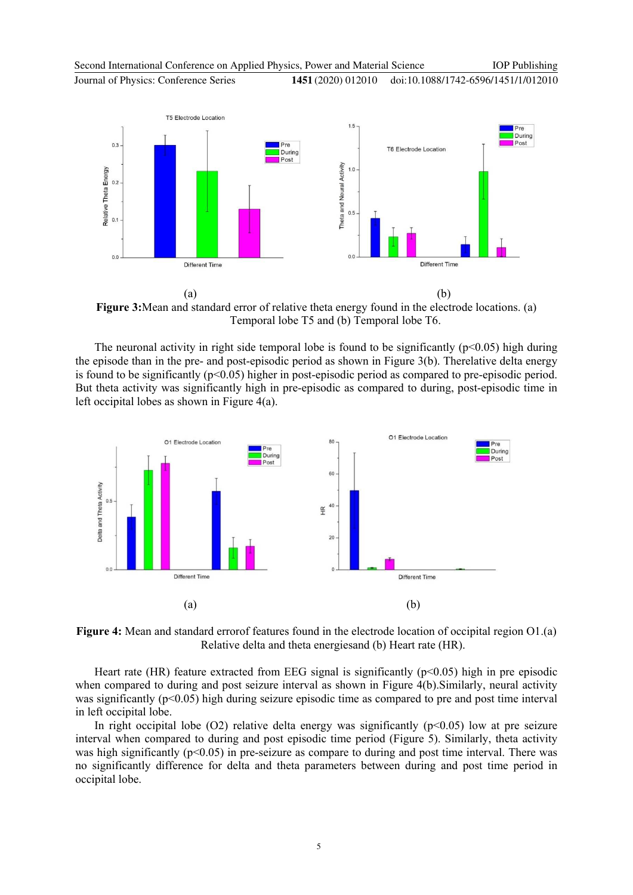(a) (b)

**Figure 3:** Mean and standard error of relative theta energy found in the electrode locations. (a) Temporal lobe T5 and (b) Temporal lobe T6.

The neuronal activity in right side temporal lobe is found to be significantly ($p<0.05$) high during the episode than in the pre- and post-episodic period as shown in Figure 3(b). Therelative delta energy is found to be significantly ($p<0.05$) higher in post-episodic period as compared to pre-episodic period. But theta activity was significantly high in pre-episodic as compared to during, post-episodic time in left occipital lobes as shown in Figure 4(a).

(a) (b)

**Figure 4:** Mean and standard errorof features found in the electrode location of occipital region O1.(a) Relative delta and theta energiesand (b) Heart rate (HR).

Heart rate (HR) feature extracted from EEG signal is significantly ($p<0.05$) high in pre episodic when compared to during and post seizure interval as shown in Figure 4(b).Similarly, neural activity was significantly ($p<0.05$) high during seizure episodic time as compared to pre and post time interval in left occipital lobe.

In right occipital lobe (O2) relative delta energy was significantly ($p<0.05$) low at pre seizure interval when compared to during and post episodic time period (Figure 5). Similarly, theta activity was high significantly ($p<0.05$) in pre-seizure as compare to during and post time interval. There was no significantly difference for delta and theta parameters between during and post time period in occipital lobe.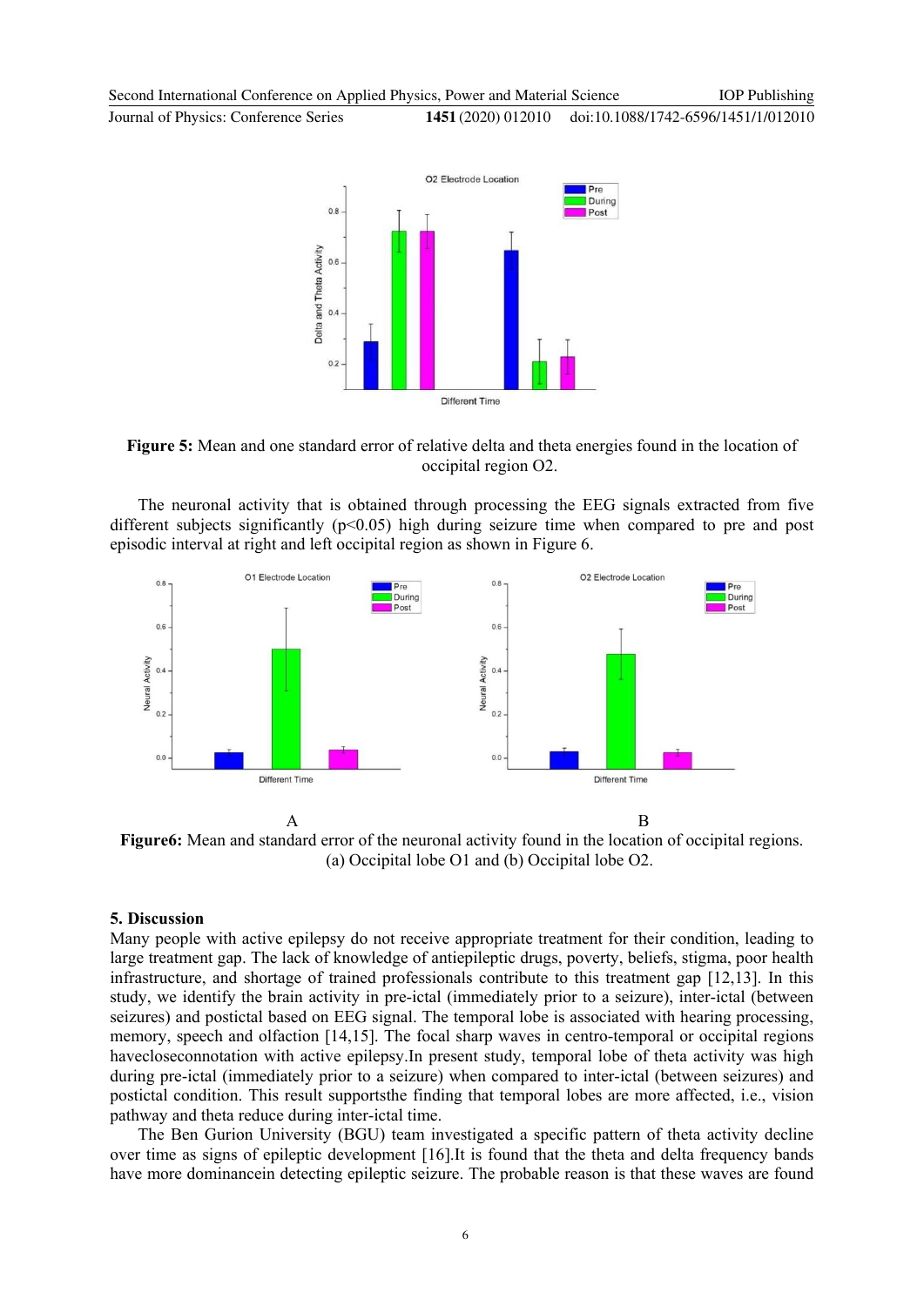**Figure 5:** Mean and one standard error of relative delta and theta energies found in the location of occipital region O2.

The neuronal activity that is obtained through processing the EEG signals extracted from five different subjects significantly ($p<0.05$) high during seizure time when compared to pre and post episodic interval at right and left occipital region as shown in Figure 6.

A B

**Figure6:** Mean and standard error of the neuronal activity found in the location of occipital regions. (a) Occipital lobe O1 and (b) Occipital lobe O2.

## 5. Discussion

Many people with active epilepsy do not receive appropriate treatment for their condition, leading to large treatment gap. The lack of knowledge of antiepileptic drugs, poverty, beliefs, stigma, poor health infrastructure, and shortage of trained professionals contribute to this treatment gap [12,13]. In this study, we identify the brain activity in pre-ictal (immediately prior to a seizure), inter-ictal (between seizures) and postictal based on EEG signal. The temporal lobe is associated with hearing processing, memory, speech and olfaction [14,15]. The focal sharp waves in centro-temporal or occipital regions havecloseconnotation with active epilepsy.In present study, temporal lobe of theta activity was high during pre-ictal (immediately prior to a seizure) when compared to inter-ictal (between seizures) and postictal condition. This result supportsthe finding that temporal lobes are more affected, i.e., vision pathway and theta reduce during inter-ictal time.

The Ben Gurion University (BGU) team investigated a specific pattern of theta activity decline over time as signs of epileptic development [16].It is found that the theta and delta frequency bands have more dominancein detecting epileptic seizure. The probable reason is that these waves are found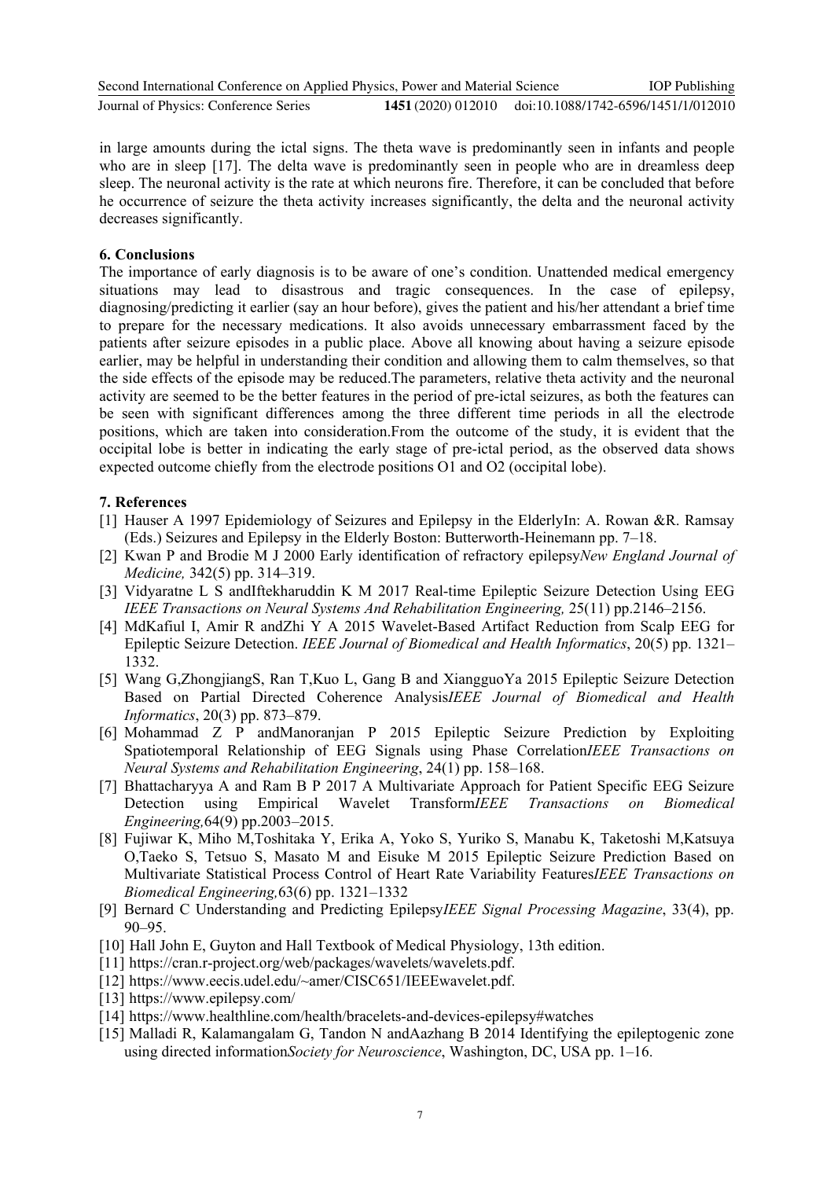in large amounts during the ictal signs. The theta wave is predominantly seen in infants and people who are in sleep [17]. The delta wave is predominantly seen in people who are in dreamless deep sleep. The neuronal activity is the rate at which neurons fire. Therefore, it can be concluded that before he occurrence of seizure the theta activity increases significantly, the delta and the neuronal activity decreases significantly.

## 6. Conclusions

The importance of early diagnosis is to be aware of one's condition. Unattended medical emergency situations may lead to disastrous and tragic consequences. In the case of epilepsy, diagnosing/predicting it earlier (say an hour before), gives the patient and his/her attendant a brief time to prepare for the necessary medications. It also avoids unnecessary embarrassment faced by the patients after seizure episodes in a public place. Above all knowing about having a seizure episode earlier, may be helpful in understanding their condition and allowing them to calm themselves, so that the side effects of the episode may be reduced.The parameters, relative theta activity and the neuronal activity are seemed to be the better features in the period of pre-ictal seizures, as both the features can be seen with significant differences among the three different time periods in all the electrode positions, which are taken into consideration.From the outcome of the study, it is evident that the occipital lobe is better in indicating the early stage of pre-ictal period, as the observed data shows expected outcome chiefly from the electrode positions O1 and O2 (occipital lobe).

## 7. References

[1] Hauser A 1997 Epidemiology of Seizures and Epilepsy in the ElderlyIn: A. Rowan &R. Ramsay (Eds.) Seizures and Epilepsy in the Elderly Boston: Butterworth-Heinemann pp. 7–18.

[2] Kwan P and Brodie M J 2000 Early identification of refractory epilepsy*New England Journal of Medicine,* 342(5) pp. 314–319.

[3] Vidyaratne L S andIftekharuddin K M 2017 Real-time Epileptic Seizure Detection Using EEG *IEEE Transactions on Neural Systems And Rehabilitation Engineering,* 25(11) pp.2146–2156.

[4] MdKafiul I, Amir R andZhi Y A 2015 Wavelet-Based Artifact Reduction from Scalp EEG for Epileptic Seizure Detection. *IEEE Journal of Biomedical and Health Informatics*, 20(5) pp. 1321–1332.

[5] Wang G,ZhongjiangS, Ran T,Kuo L, Gang B and XiangguoYa 2015 Epileptic Seizure Detection Based on Partial Directed Coherence Analysis*IEEE Journal of Biomedical and Health Informatics*, 20(3) pp. 873–879.

[6] Mohammad Z P andManoranjan P 2015 Epileptic Seizure Prediction by Exploiting Spatiotemporal Relationship of EEG Signals using Phase Correlation*IEEE Transactions on Neural Systems and Rehabilitation Engineering*, 24(1) pp. 158–168.

[7] Bhattacharyya A and Ram B P 2017 A Multivariate Approach for Patient Specific EEG Seizure Detection using Empirical Wavelet Transform*IEEE Transactions on Biomedical Engineering,*64(9) pp.2003–2015.

[8] Fujiwar K, Miho M,Toshitaka Y, Erika A, Yoko S, Yuriko S, Manabu K, Taketoshi M,Katsuya O,Taeko S, Tetsuo S, Masato M and Eisuke M 2015 Epileptic Seizure Prediction Based on Multivariate Statistical Process Control of Heart Rate Variability Features*IEEE Transactions on Biomedical Engineering,*63(6) pp. 1321–1332

[9] Bernard C Understanding and Predicting Epilepsy*IEEE Signal Processing Magazine*, 33(4), pp. 90–95.

[10] Hall John E, Guyton and Hall Textbook of Medical Physiology, 13th edition.

[11] https://cran.r-project.org/web/packages/wavelets/wavelets.pdf.

[12] https://www.eecis.udel.edu/~amer/CISC651/IEEEwavelet.pdf.

[13] https://www.epilepsy.com/

[14] https://www.healthline.com/health/bracelets-and-devices-epilepsy#watches

[15] Malladi R, Kalamangalam G, Tandon N andAazhang B 2014 Identifying the epileptogenic zone using directed information*Society for Neuroscience*, Washington, DC, USA pp. 1–16.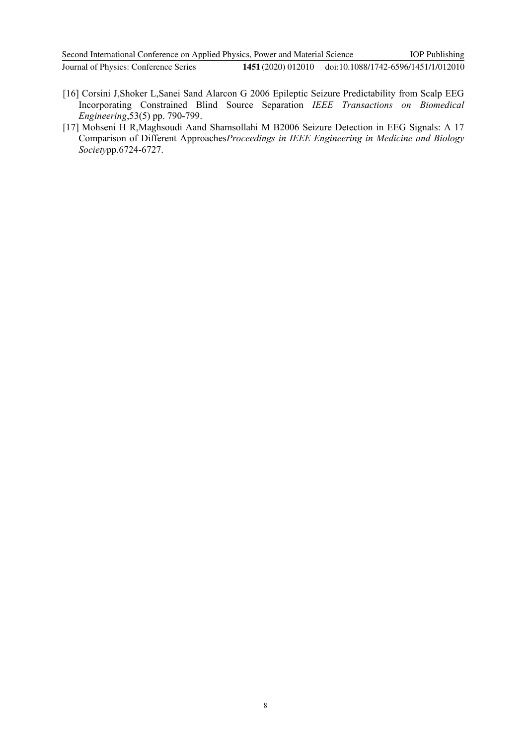[16] Corsini J,Shoker L,Sanei Sand Alarcon G 2006 Epileptic Seizure Predictability from Scalp EEG Incorporating Constrained Blind Source Separation *IEEE Transactions on Biomedical Engineering*,53(5) pp. 790-799.

[17] Mohseni H R,Maghsoudi Aand Shamsollahi M B2006 Seizure Detection in EEG Signals: A 17 Comparison of Different Approaches*Proceedings in IEEE Engineering in Medicine and Biology Society*pp.6724-6727.